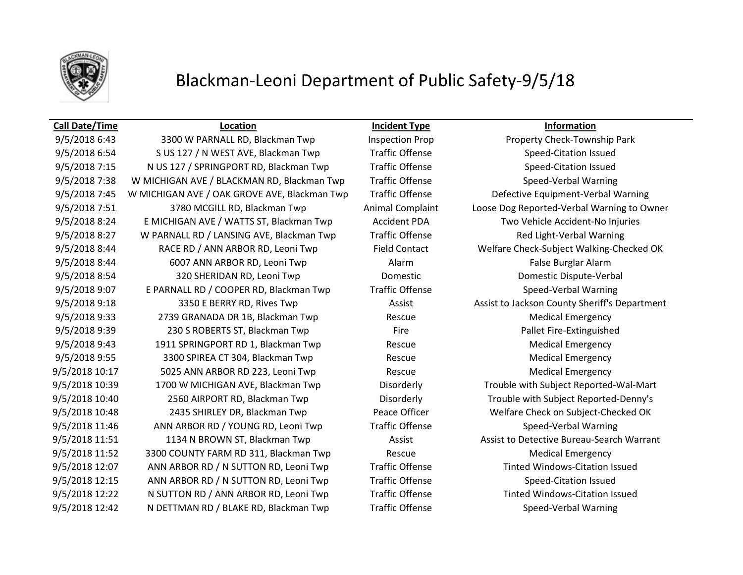# Blackman-Leoni Department of Public Safety-9/5/18

| Call Date/Time | Location | Incident Type | Information |
|---|---|---|---|
| 9/5/2018 6:43 | 3300 W PARNALL RD, Blackman Twp | Inspection Prop | Property Check-Township Park |
| 9/5/2018 6:54 | S US 127 / N WEST AVE, Blackman Twp | Traffic Offense | Speed-Citation Issued |
| 9/5/2018 7:15 | N US 127 / SPRINGPORT RD, Blackman Twp | Traffic Offense | Speed-Citation Issued |
| 9/5/2018 7:38 | W MICHIGAN AVE / BLACKMAN RD, Blackman Twp | Traffic Offense | Speed-Verbal Warning |
| 9/5/2018 7:45 | W MICHIGAN AVE / OAK GROVE AVE, Blackman Twp | Traffic Offense | Defective Equipment-Verbal Warning |
| 9/5/2018 7:51 | 3780 MCGILL RD, Blackman Twp | Animal Complaint | Loose Dog Reported-Verbal Warning to Owner |
| 9/5/2018 8:24 | E MICHIGAN AVE / WATTS ST, Blackman Twp | Accident PDA | Two Vehicle Accident-No Injuries |
| 9/5/2018 8:27 | W PARNALL RD / LANSING AVE, Blackman Twp | Traffic Offense | Red Light-Verbal Warning |
| 9/5/2018 8:44 | RACE RD / ANN ARBOR RD, Leoni Twp | Field Contact | Welfare Check-Subject Walking-Checked OK |
| 9/5/2018 8:44 | 6007 ANN ARBOR RD, Leoni Twp | Alarm | False Burglar Alarm |
| 9/5/2018 8:54 | 320 SHERIDAN RD, Leoni Twp | Domestic | Domestic Dispute-Verbal |
| 9/5/2018 9:07 | E PARNALL RD / COOPER RD, Blackman Twp | Traffic Offense | Speed-Verbal Warning |
| 9/5/2018 9:18 | 3350 E BERRY RD, Rives Twp | Assist | Assist to Jackson County Sheriff's Department |
| 9/5/2018 9:33 | 2739 GRANADA DR 1B, Blackman Twp | Rescue | Medical Emergency |
| 9/5/2018 9:39 | 230 S ROBERTS ST, Blackman Twp | Fire | Pallet Fire-Extinguished |
| 9/5/2018 9:43 | 1911 SPRINGPORT RD 1, Blackman Twp | Rescue | Medical Emergency |
| 9/5/2018 9:55 | 3300 SPIREA CT 304, Blackman Twp | Rescue | Medical Emergency |
| 9/5/2018 10:17 | 5025 ANN ARBOR RD 223, Leoni Twp | Rescue | Medical Emergency |
| 9/5/2018 10:39 | 1700 W MICHIGAN AVE, Blackman Twp | Disorderly | Trouble with Subject Reported-Wal-Mart |
| 9/5/2018 10:40 | 2560 AIRPORT RD, Blackman Twp | Disorderly | Trouble with Subject Reported-Denny's |
| 9/5/2018 10:48 | 2435 SHIRLEY DR, Blackman Twp | Peace Officer | Welfare Check on Subject-Checked OK |
| 9/5/2018 11:46 | ANN ARBOR RD / YOUNG RD, Leoni Twp | Traffic Offense | Speed-Verbal Warning |
| 9/5/2018 11:51 | 1134 N BROWN ST, Blackman Twp | Assist | Assist to Detective Bureau-Search Warrant |
| 9/5/2018 11:52 | 3300 COUNTY FARM RD 311, Blackman Twp | Rescue | Medical Emergency |
| 9/5/2018 12:07 | ANN ARBOR RD / N SUTTON RD, Leoni Twp | Traffic Offense | Tinted Windows-Citation Issued |
| 9/5/2018 12:15 | ANN ARBOR RD / N SUTTON RD, Leoni Twp | Traffic Offense | Speed-Citation Issued |
| 9/5/2018 12:22 | N SUTTON RD / ANN ARBOR RD, Leoni Twp | Traffic Offense | Tinted Windows-Citation Issued |
| 9/5/2018 12:42 | N DETTMAN RD / BLAKE RD, Blackman Twp | Traffic Offense | Speed-Verbal Warning |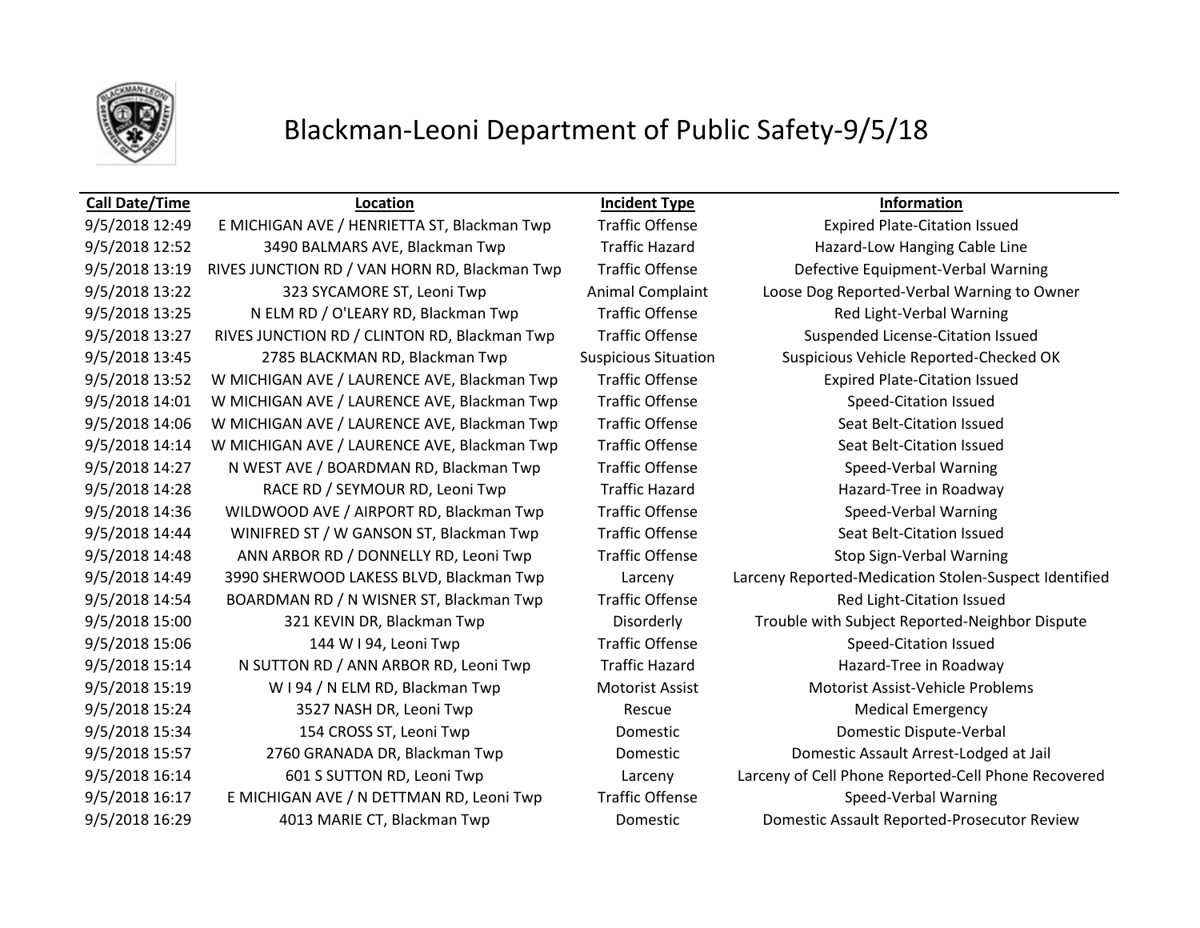# Blackman-Leoni Department of Public Safety-9/5/18

| Call Date/Time | Location | Incident Type | Information |
|---|---|---|---|
| 9/5/2018 12:49 | E MICHIGAN AVE / HENRIETTA ST, Blackman Twp | Traffic Offense | Expired Plate-Citation Issued |
| 9/5/2018 12:52 | 3490 BALMARS AVE, Blackman Twp | Traffic Hazard | Hazard-Low Hanging Cable Line |
| 9/5/2018 13:19 | RIVES JUNCTION RD / VAN HORN RD, Blackman Twp | Traffic Offense | Defective Equipment-Verbal Warning |
| 9/5/2018 13:22 | 323 SYCAMORE ST, Leoni Twp | Animal Complaint | Loose Dog Reported-Verbal Warning to Owner |
| 9/5/2018 13:25 | N ELM RD / O'LEARY RD, Blackman Twp | Traffic Offense | Red Light-Verbal Warning |
| 9/5/2018 13:27 | RIVES JUNCTION RD / CLINTON RD, Blackman Twp | Traffic Offense | Suspended License-Citation Issued |
| 9/5/2018 13:45 | 2785 BLACKMAN RD, Blackman Twp | Suspicious Situation | Suspicious Vehicle Reported-Checked OK |
| 9/5/2018 13:52 | W MICHIGAN AVE / LAURENCE AVE, Blackman Twp | Traffic Offense | Expired Plate-Citation Issued |
| 9/5/2018 14:01 | W MICHIGAN AVE / LAURENCE AVE, Blackman Twp | Traffic Offense | Speed-Citation Issued |
| 9/5/2018 14:06 | W MICHIGAN AVE / LAURENCE AVE, Blackman Twp | Traffic Offense | Seat Belt-Citation Issued |
| 9/5/2018 14:14 | W MICHIGAN AVE / LAURENCE AVE, Blackman Twp | Traffic Offense | Seat Belt-Citation Issued |
| 9/5/2018 14:27 | N WEST AVE / BOARDMAN RD, Blackman Twp | Traffic Offense | Speed-Verbal Warning |
| 9/5/2018 14:28 | RACE RD / SEYMOUR RD, Leoni Twp | Traffic Hazard | Hazard-Tree in Roadway |
| 9/5/2018 14:36 | WILDWOOD AVE / AIRPORT RD, Blackman Twp | Traffic Offense | Speed-Verbal Warning |
| 9/5/2018 14:44 | WINIFRED ST / W GANSON ST, Blackman Twp | Traffic Offense | Seat Belt-Citation Issued |
| 9/5/2018 14:48 | ANN ARBOR RD / DONNELLY RD, Leoni Twp | Traffic Offense | Stop Sign-Verbal Warning |
| 9/5/2018 14:49 | 3990 SHERWOOD LAKESS BLVD, Blackman Twp | Larceny | Larceny Reported-Medication Stolen-Suspect Identified |
| 9/5/2018 14:54 | BOARDMAN RD / N WISNER ST, Blackman Twp | Traffic Offense | Red Light-Citation Issued |
| 9/5/2018 15:00 | 321 KEVIN DR, Blackman Twp | Disorderly | Trouble with Subject Reported-Neighbor Dispute |
| 9/5/2018 15:06 | 144 W I 94, Leoni Twp | Traffic Offense | Speed-Citation Issued |
| 9/5/2018 15:14 | N SUTTON RD / ANN ARBOR RD, Leoni Twp | Traffic Hazard | Hazard-Tree in Roadway |
| 9/5/2018 15:19 | W I 94 / N ELM RD, Blackman Twp | Motorist Assist | Motorist Assist-Vehicle Problems |
| 9/5/2018 15:24 | 3527 NASH DR, Leoni Twp | Rescue | Medical Emergency |
| 9/5/2018 15:34 | 154 CROSS ST, Leoni Twp | Domestic | Domestic Dispute-Verbal |
| 9/5/2018 15:57 | 2760 GRANADA DR, Blackman Twp | Domestic | Domestic Assault Arrest-Lodged at Jail |
| 9/5/2018 16:14 | 601 S SUTTON RD, Leoni Twp | Larceny | Larceny of Cell Phone Reported-Cell Phone Recovered |
| 9/5/2018 16:17 | E MICHIGAN AVE / N DETTMAN RD, Leoni Twp | Traffic Offense | Speed-Verbal Warning |
| 9/5/2018 16:29 | 4013 MARIE CT, Blackman Twp | Domestic | Domestic Assault Reported-Prosecutor Review |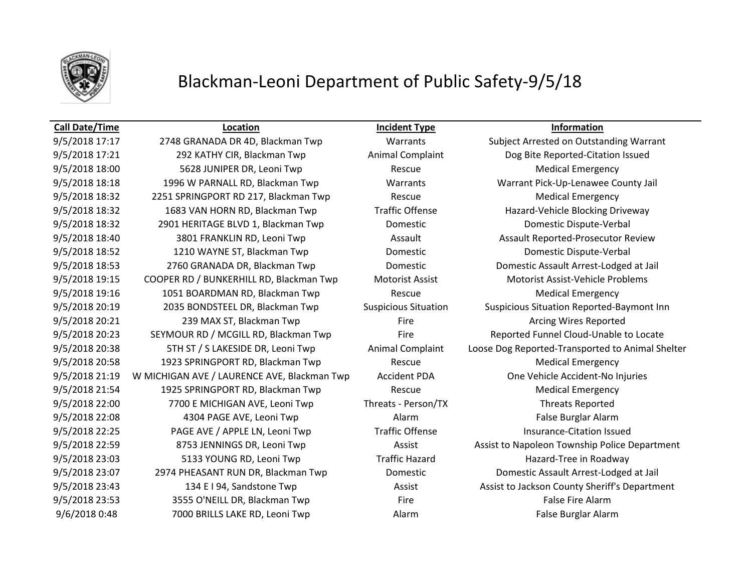# Blackman-Leoni Department of Public Safety-9/5/18

| Call Date/Time | Location | Incident Type | Information |
|---|---|---|---|
| 9/5/2018 17:17 | 2748 GRANADA DR 4D, Blackman Twp | Warrants | Subject Arrested on Outstanding Warrant |
| 9/5/2018 17:21 | 292 KATHY CIR, Blackman Twp | Animal Complaint | Dog Bite Reported-Citation Issued |
| 9/5/2018 18:00 | 5628 JUNIPER DR, Leoni Twp | Rescue | Medical Emergency |
| 9/5/2018 18:18 | 1996 W PARNALL RD, Blackman Twp | Warrants | Warrant Pick-Up-Lenawee County Jail |
| 9/5/2018 18:32 | 2251 SPRINGPORT RD 217, Blackman Twp | Rescue | Medical Emergency |
| 9/5/2018 18:32 | 1683 VAN HORN RD, Blackman Twp | Traffic Offense | Hazard-Vehicle Blocking Driveway |
| 9/5/2018 18:32 | 2901 HERITAGE BLVD 1, Blackman Twp | Domestic | Domestic Dispute-Verbal |
| 9/5/2018 18:40 | 3801 FRANKLIN RD, Leoni Twp | Assault | Assault Reported-Prosecutor Review |
| 9/5/2018 18:52 | 1210 WAYNE ST, Blackman Twp | Domestic | Domestic Dispute-Verbal |
| 9/5/2018 18:53 | 2760 GRANADA DR, Blackman Twp | Domestic | Domestic Assault Arrest-Lodged at Jail |
| 9/5/2018 19:15 | COOPER RD / BUNKERHILL RD, Blackman Twp | Motorist Assist | Motorist Assist-Vehicle Problems |
| 9/5/2018 19:16 | 1051 BOARDMAN RD, Blackman Twp | Rescue | Medical Emergency |
| 9/5/2018 20:19 | 2035 BONDSTEEL DR, Blackman Twp | Suspicious Situation | Suspicious Situation Reported-Baymont Inn |
| 9/5/2018 20:21 | 239 MAX ST, Blackman Twp | Fire | Arcing Wires Reported |
| 9/5/2018 20:23 | SEYMOUR RD / MCGILL RD, Blackman Twp | Fire | Reported Funnel Cloud-Unable to Locate |
| 9/5/2018 20:38 | 5TH ST / S LAKESIDE DR, Leoni Twp | Animal Complaint | Loose Dog Reported-Transported to Animal Shelter |
| 9/5/2018 20:58 | 1923 SPRINGPORT RD, Blackman Twp | Rescue | Medical Emergency |
| 9/5/2018 21:19 | W MICHIGAN AVE / LAURENCE AVE, Blackman Twp | Accident PDA | One Vehicle Accident-No Injuries |
| 9/5/2018 21:54 | 1925 SPRINGPORT RD, Blackman Twp | Rescue | Medical Emergency |
| 9/5/2018 22:00 | 7700 E MICHIGAN AVE, Leoni Twp | Threats - Person/TX | Threats Reported |
| 9/5/2018 22:08 | 4304 PAGE AVE, Leoni Twp | Alarm | False Burglar Alarm |
| 9/5/2018 22:25 | PAGE AVE / APPLE LN, Leoni Twp | Traffic Offense | Insurance-Citation Issued |
| 9/5/2018 22:59 | 8753 JENNINGS DR, Leoni Twp | Assist | Assist to Napoleon Township Police Department |
| 9/5/2018 23:03 | 5133 YOUNG RD, Leoni Twp | Traffic Hazard | Hazard-Tree in Roadway |
| 9/5/2018 23:07 | 2974 PHEASANT RUN DR, Blackman Twp | Domestic | Domestic Assault Arrest-Lodged at Jail |
| 9/5/2018 23:43 | 134 E I 94, Sandstone Twp | Assist | Assist to Jackson County Sheriff's Department |
| 9/5/2018 23:53 | 3555 O'NEILL DR, Blackman Twp | Fire | False Fire Alarm |
| 9/6/2018 0:48 | 7000 BRILLS LAKE RD, Leoni Twp | Alarm | False Burglar Alarm |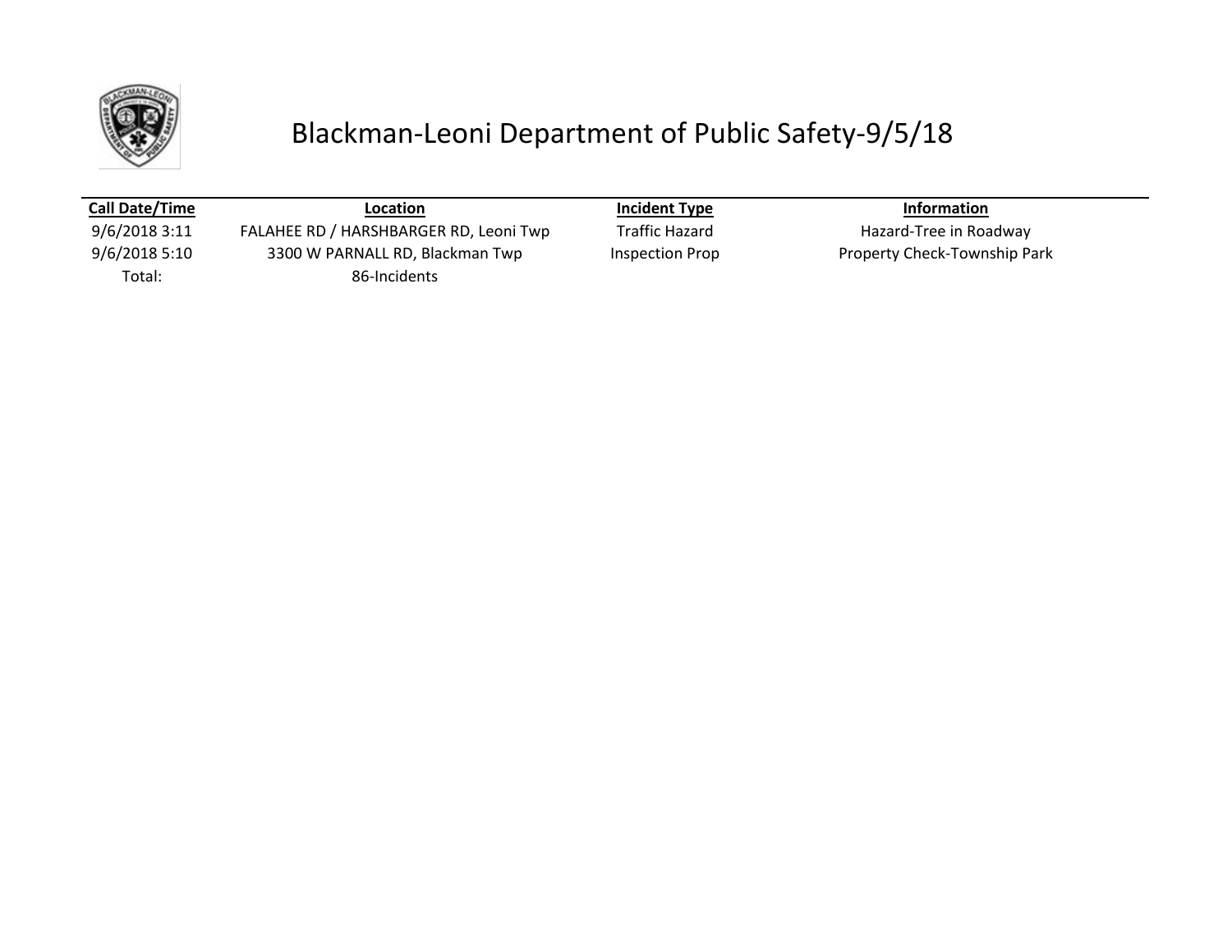# Blackman-Leoni Department of Public Safety-9/5/18

| Call Date/Time | Location | Incident Type | Information |
|---|---|---|---|
| 9/6/2018 3:11 | FALAHEE RD / HARSHBARGER RD, Leoni Twp | Traffic Hazard | Hazard-Tree in Roadway |
| 9/6/2018 5:10 | 3300 W PARNALL RD, Blackman Twp | Inspection Prop | Property Check-Township Park |
| Total: | 86-Incidents | | |